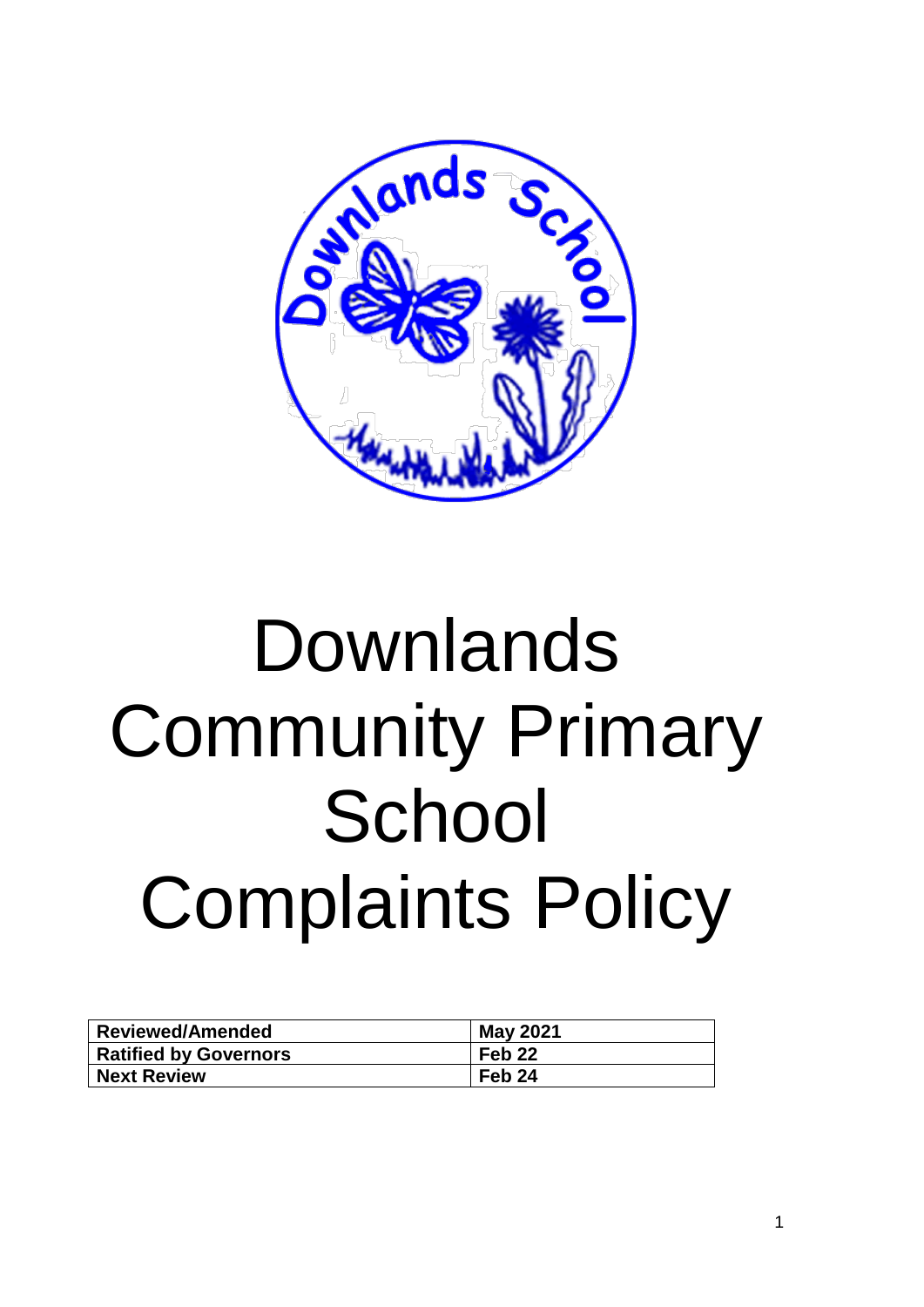# Downlands Community Primary School Complaints Policy

| Reviewed/Amended | May 2021 |
| --- | --- |
| Ratified by Governors | Feb 22 |
| Next Review | Feb 24 |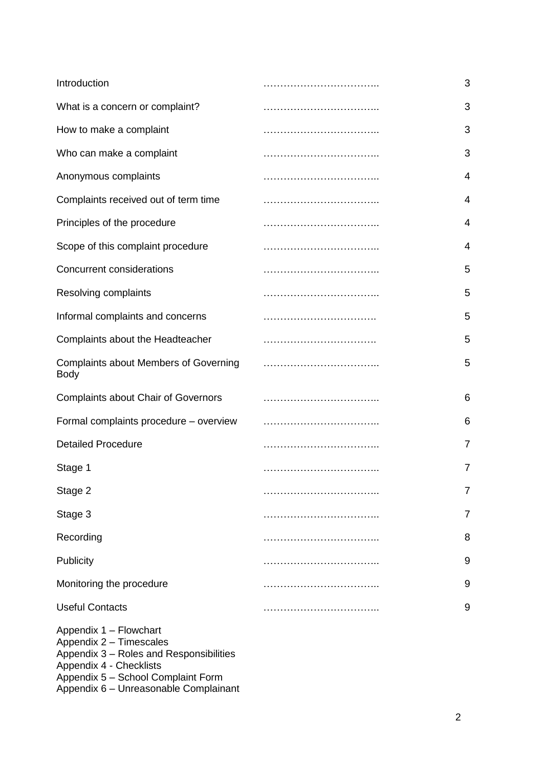| | | |
|---|---|---|
| Introduction | …………………………….. | 3 |
| What is a concern or complaint? | …………………………….. | 3 |
| How to make a complaint | …………………………….. | 3 |
| Who can make a complaint | …………………………….. | 3 |
| Anonymous complaints | …………………………….. | 4 |
| Complaints received out of term time | …………………………….. | 4 |
| Principles of the procedure | …………………………….. | 4 |
| Scope of this complaint procedure | …………………………….. | 4 |
| Concurrent considerations | …………………………….. | 5 |
| Resolving complaints | …………………………….. | 5 |
| Informal complaints and concerns | ……………………………. | 5 |
| Complaints about the Headteacher | ……………………………. | 5 |
| Complaints about Members of Governing Body | …………………………….. | 5 |
| Complaints about Chair of Governors | …………………………….. | 6 |
| Formal complaints procedure – overview | …………………………….. | 6 |
| Detailed Procedure | …………………………….. | 7 |
| Stage 1 | …………………………….. | 7 |
| Stage 2 | …………………………….. | 7 |
| Stage 3 | …………………………….. | 7 |
| Recording | …………………………….. | 8 |
| Publicity | …………………………….. | 9 |
| Monitoring the procedure | …………………………….. | 9 |
| Useful Contacts | …………………………….. | 9 |

Appendix 1 – Flowchart
Appendix 2 – Timescales
Appendix 3 – Roles and Responsibilities
Appendix 4 - Checklists
Appendix 5 – School Complaint Form
Appendix 6 – Unreasonable Complainant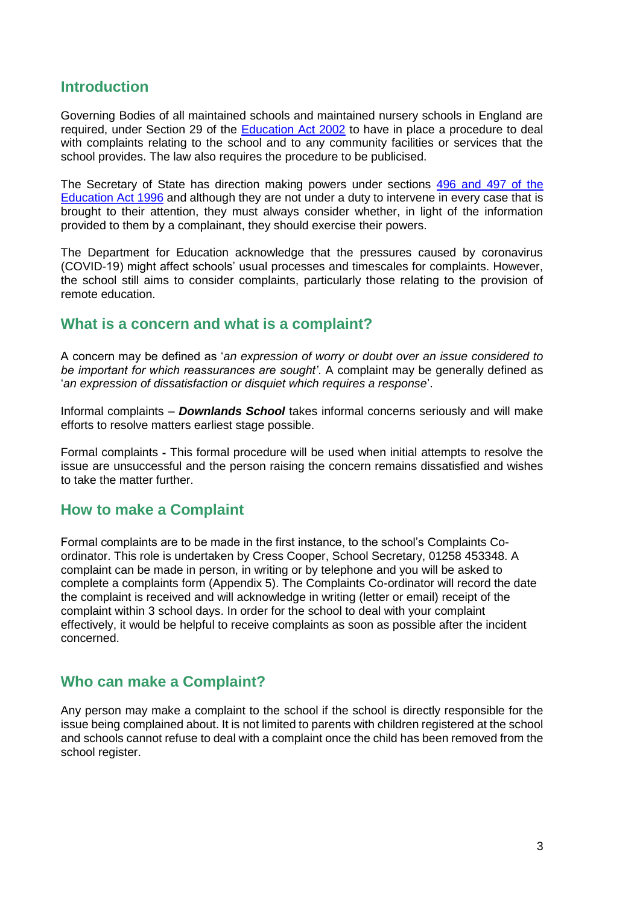## Introduction

Governing Bodies of all maintained schools and maintained nursery schools in England are required, under Section 29 of the Education Act 2002 to have in place a procedure to deal with complaints relating to the school and to any community facilities or services that the school provides. The law also requires the procedure to be publicised.

The Secretary of State has direction making powers under sections 496 and 497 of the Education Act 1996 and although they are not under a duty to intervene in every case that is brought to their attention, they must always consider whether, in light of the information provided to them by a complainant, they should exercise their powers.

The Department for Education acknowledge that the pressures caused by coronavirus (COVID-19) might affect schools' usual processes and timescales for complaints. However, the school still aims to consider complaints, particularly those relating to the provision of remote education.

## What is a concern and what is a complaint?

A concern may be defined as '*an expression of worry or doubt over an issue considered to be important for which reassurances are sought'*. A complaint may be generally defined as '*an expression of dissatisfaction or disquiet which requires a response*'.

Informal complaints – ***Downlands School*** takes informal concerns seriously and will make efforts to resolve matters earliest stage possible.

Formal complaints **-** This formal procedure will be used when initial attempts to resolve the issue are unsuccessful and the person raising the concern remains dissatisfied and wishes to take the matter further.

## How to make a Complaint

Formal complaints are to be made in the first instance, to the school's Complaints Co-ordinator. This role is undertaken by Cress Cooper, School Secretary, 01258 453348. A complaint can be made in person, in writing or by telephone and you will be asked to complete a complaints form (Appendix 5). The Complaints Co-ordinator will record the date the complaint is received and will acknowledge in writing (letter or email) receipt of the complaint within 3 school days. In order for the school to deal with your complaint effectively, it would be helpful to receive complaints as soon as possible after the incident concerned.

## Who can make a Complaint?

Any person may make a complaint to the school if the school is directly responsible for the issue being complained about. It is not limited to parents with children registered at the school and schools cannot refuse to deal with a complaint once the child has been removed from the school register.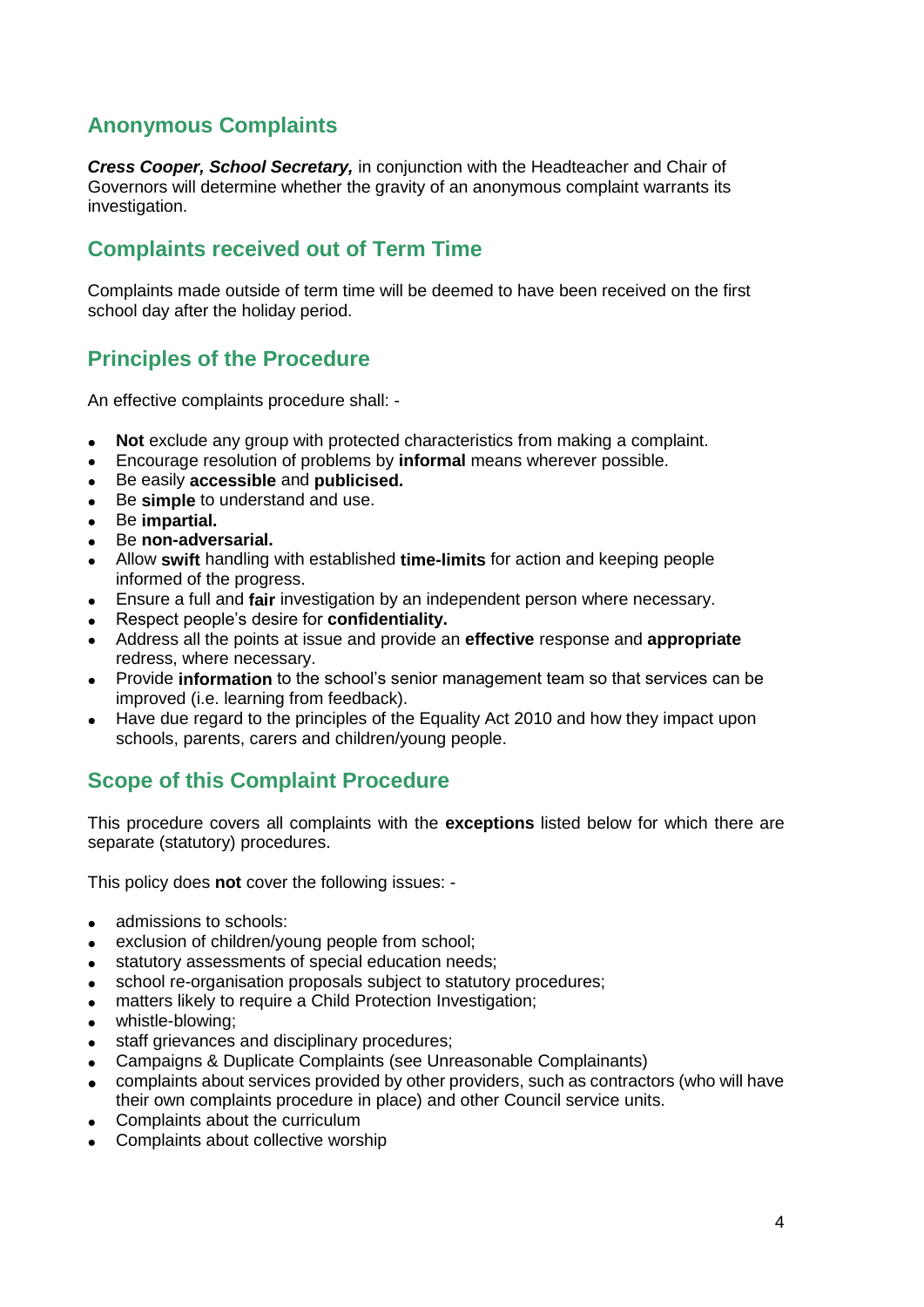## Anonymous Complaints

***Cress Cooper, School Secretary,*** in conjunction with the Headteacher and Chair of Governors will determine whether the gravity of an anonymous complaint warrants its investigation.

## Complaints received out of Term Time

Complaints made outside of term time will be deemed to have been received on the first school day after the holiday period.

## Principles of the Procedure

An effective complaints procedure shall: -

- **Not** exclude any group with protected characteristics from making a complaint.
- Encourage resolution of problems by **informal** means wherever possible.
- Be easily **accessible** and **publicised.**
- Be **simple** to understand and use.
- Be **impartial.**
- Be **non-adversarial.**
- Allow **swift** handling with established **time-limits** for action and keeping people informed of the progress.
- Ensure a full and **fair** investigation by an independent person where necessary.
- Respect people's desire for **confidentiality.**
- Address all the points at issue and provide an **effective** response and **appropriate** redress, where necessary.
- Provide **information** to the school's senior management team so that services can be improved (i.e. learning from feedback).
- Have due regard to the principles of the Equality Act 2010 and how they impact upon schools, parents, carers and children/young people.

## Scope of this Complaint Procedure

This procedure covers all complaints with the **exceptions** listed below for which there are separate (statutory) procedures.

This policy does **not** cover the following issues: -

- admissions to schools:
- exclusion of children/young people from school;
- statutory assessments of special education needs;
- school re-organisation proposals subject to statutory procedures;
- matters likely to require a Child Protection Investigation;
- whistle-blowing;
- staff grievances and disciplinary procedures;
- Campaigns & Duplicate Complaints (see Unreasonable Complainants)
- complaints about services provided by other providers, such as contractors (who will have their own complaints procedure in place) and other Council service units.
- Complaints about the curriculum
- Complaints about collective worship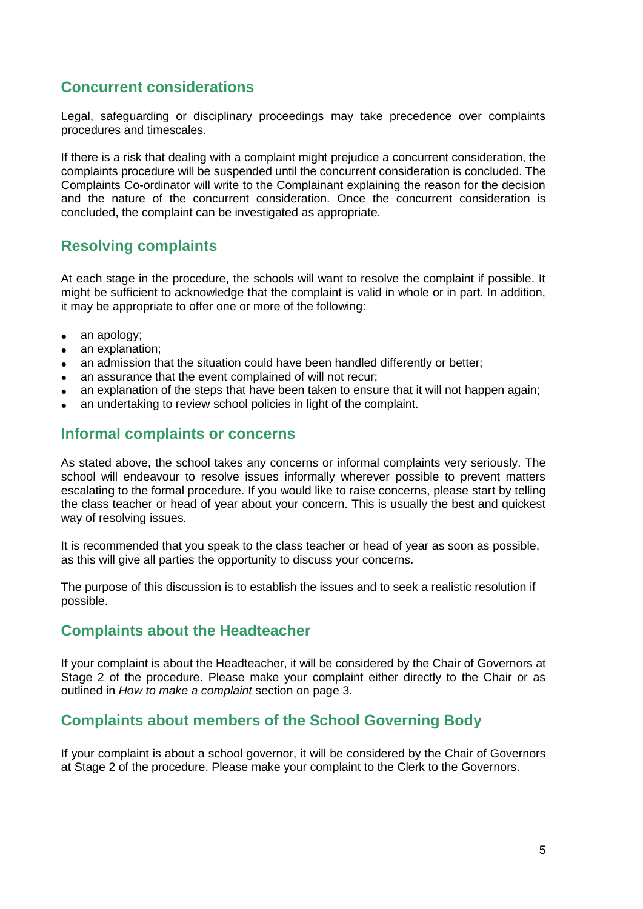## Concurrent considerations

Legal, safeguarding or disciplinary proceedings may take precedence over complaints procedures and timescales.

If there is a risk that dealing with a complaint might prejudice a concurrent consideration, the complaints procedure will be suspended until the concurrent consideration is concluded. The Complaints Co-ordinator will write to the Complainant explaining the reason for the decision and the nature of the concurrent consideration. Once the concurrent consideration is concluded, the complaint can be investigated as appropriate.

## Resolving complaints

At each stage in the procedure, the schools will want to resolve the complaint if possible. It might be sufficient to acknowledge that the complaint is valid in whole or in part. In addition, it may be appropriate to offer one or more of the following:

- an apology;
- an explanation;
- an admission that the situation could have been handled differently or better;
- an assurance that the event complained of will not recur;
- an explanation of the steps that have been taken to ensure that it will not happen again;
- an undertaking to review school policies in light of the complaint.

## Informal complaints or concerns

As stated above, the school takes any concerns or informal complaints very seriously. The school will endeavour to resolve issues informally wherever possible to prevent matters escalating to the formal procedure. If you would like to raise concerns, please start by telling the class teacher or head of year about your concern. This is usually the best and quickest way of resolving issues.

It is recommended that you speak to the class teacher or head of year as soon as possible, as this will give all parties the opportunity to discuss your concerns.

The purpose of this discussion is to establish the issues and to seek a realistic resolution if possible.

## Complaints about the Headteacher

If your complaint is about the Headteacher, it will be considered by the Chair of Governors at Stage 2 of the procedure. Please make your complaint either directly to the Chair or as outlined in *How to make a complaint* section on page 3.

## Complaints about members of the School Governing Body

If your complaint is about a school governor, it will be considered by the Chair of Governors at Stage 2 of the procedure. Please make your complaint to the Clerk to the Governors.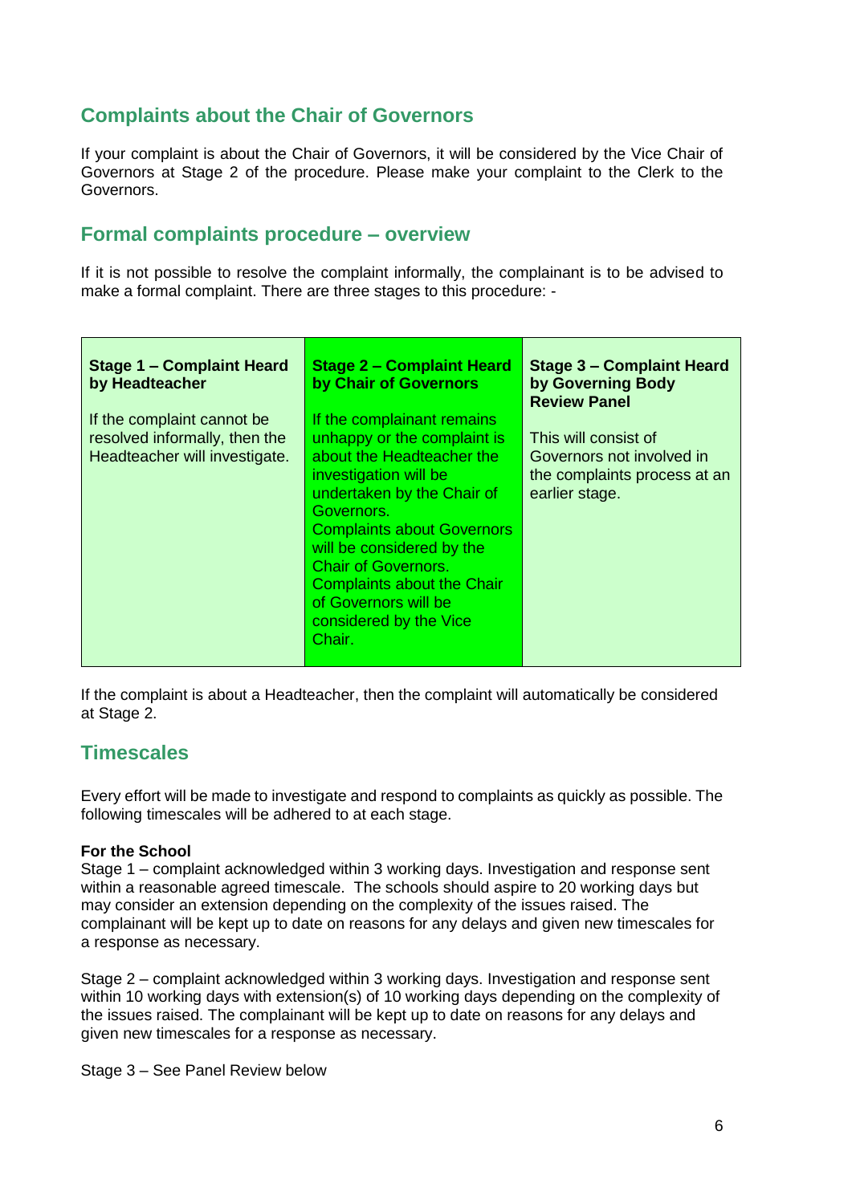## Complaints about the Chair of Governors

If your complaint is about the Chair of Governors, it will be considered by the Vice Chair of Governors at Stage 2 of the procedure. Please make your complaint to the Clerk to the Governors.

## Formal complaints procedure – overview

If it is not possible to resolve the complaint informally, the complainant is to be advised to make a formal complaint. There are three stages to this procedure: -

| **Stage 1 – Complaint Heard by Headteacher** | **Stage 2 – Complaint Heard by Chair of Governors** | **Stage 3 – Complaint Heard by Governing Body Review Panel** |
|---|---|---|
| If the complaint cannot be resolved informally, then the Headteacher will investigate. | If the complainant remains unhappy or the complaint is about the Headteacher the investigation will be undertaken by the Chair of Governors. Complaints about Governors will be considered by the Chair of Governors. Complaints about the Chair of Governors will be considered by the Vice Chair. | This will consist of Governors not involved in the complaints process at an earlier stage. |

If the complaint is about a Headteacher, then the complaint will automatically be considered at Stage 2.

## Timescales

Every effort will be made to investigate and respond to complaints as quickly as possible. The following timescales will be adhered to at each stage.

**For the School**
Stage 1 – complaint acknowledged within 3 working days. Investigation and response sent within a reasonable agreed timescale. The schools should aspire to 20 working days but may consider an extension depending on the complexity of the issues raised. The complainant will be kept up to date on reasons for any delays and given new timescales for a response as necessary.

Stage 2 – complaint acknowledged within 3 working days. Investigation and response sent within 10 working days with extension(s) of 10 working days depending on the complexity of the issues raised. The complainant will be kept up to date on reasons for any delays and given new timescales for a response as necessary.

Stage 3 – See Panel Review below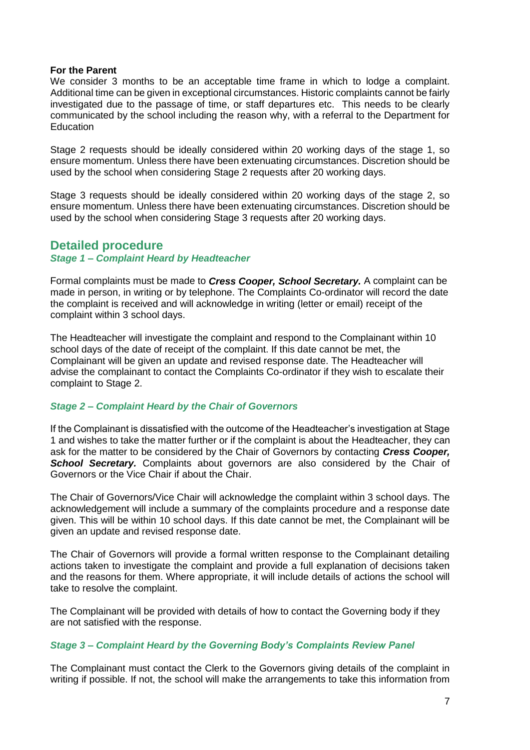**For the Parent**
We consider 3 months to be an acceptable time frame in which to lodge a complaint. Additional time can be given in exceptional circumstances. Historic complaints cannot be fairly investigated due to the passage of time, or staff departures etc. This needs to be clearly communicated by the school including the reason why, with a referral to the Department for Education

Stage 2 requests should be ideally considered within 20 working days of the stage 1, so ensure momentum. Unless there have been extenuating circumstances. Discretion should be used by the school when considering Stage 2 requests after 20 working days.

Stage 3 requests should be ideally considered within 20 working days of the stage 2, so ensure momentum. Unless there have been extenuating circumstances. Discretion should be used by the school when considering Stage 3 requests after 20 working days.

## Detailed procedure

### *Stage 1 – Complaint Heard by Headteacher*

Formal complaints must be made to ***Cress Cooper, School Secretary.*** A complaint can be made in person, in writing or by telephone. The Complaints Co-ordinator will record the date the complaint is received and will acknowledge in writing (letter or email) receipt of the complaint within 3 school days.

The Headteacher will investigate the complaint and respond to the Complainant within 10 school days of the date of receipt of the complaint. If this date cannot be met, the Complainant will be given an update and revised response date. The Headteacher will advise the complainant to contact the Complaints Co-ordinator if they wish to escalate their complaint to Stage 2.

### *Stage 2 – Complaint Heard by the Chair of Governors*

If the Complainant is dissatisfied with the outcome of the Headteacher's investigation at Stage 1 and wishes to take the matter further or if the complaint is about the Headteacher, they can ask for the matter to be considered by the Chair of Governors by contacting ***Cress Cooper, School Secretary.*** Complaints about governors are also considered by the Chair of Governors or the Vice Chair if about the Chair.

The Chair of Governors/Vice Chair will acknowledge the complaint within 3 school days. The acknowledgement will include a summary of the complaints procedure and a response date given. This will be within 10 school days. If this date cannot be met, the Complainant will be given an update and revised response date.

The Chair of Governors will provide a formal written response to the Complainant detailing actions taken to investigate the complaint and provide a full explanation of decisions taken and the reasons for them. Where appropriate, it will include details of actions the school will take to resolve the complaint.

The Complainant will be provided with details of how to contact the Governing body if they are not satisfied with the response.

### *Stage 3 – Complaint Heard by the Governing Body's Complaints Review Panel*

The Complainant must contact the Clerk to the Governors giving details of the complaint in writing if possible. If not, the school will make the arrangements to take this information from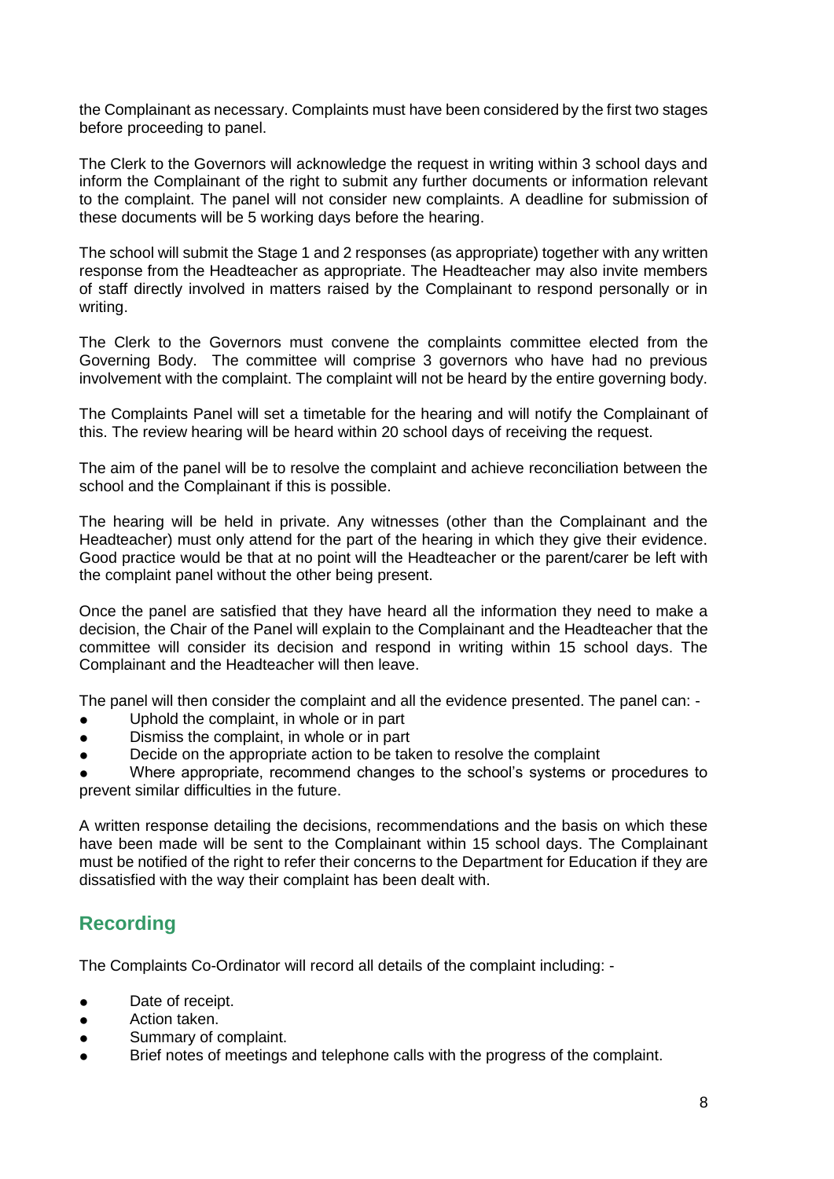the Complainant as necessary. Complaints must have been considered by the first two stages before proceeding to panel.

The Clerk to the Governors will acknowledge the request in writing within 3 school days and inform the Complainant of the right to submit any further documents or information relevant to the complaint. The panel will not consider new complaints. A deadline for submission of these documents will be 5 working days before the hearing.

The school will submit the Stage 1 and 2 responses (as appropriate) together with any written response from the Headteacher as appropriate. The Headteacher may also invite members of staff directly involved in matters raised by the Complainant to respond personally or in writing.

The Clerk to the Governors must convene the complaints committee elected from the Governing Body. The committee will comprise 3 governors who have had no previous involvement with the complaint. The complaint will not be heard by the entire governing body.

The Complaints Panel will set a timetable for the hearing and will notify the Complainant of this. The review hearing will be heard within 20 school days of receiving the request.

The aim of the panel will be to resolve the complaint and achieve reconciliation between the school and the Complainant if this is possible.

The hearing will be held in private. Any witnesses (other than the Complainant and the Headteacher) must only attend for the part of the hearing in which they give their evidence. Good practice would be that at no point will the Headteacher or the parent/carer be left with the complaint panel without the other being present.

Once the panel are satisfied that they have heard all the information they need to make a decision, the Chair of the Panel will explain to the Complainant and the Headteacher that the committee will consider its decision and respond in writing within 15 school days. The Complainant and the Headteacher will then leave.

The panel will then consider the complaint and all the evidence presented. The panel can: -

- Uphold the complaint, in whole or in part
- Dismiss the complaint, in whole or in part
- Decide on the appropriate action to be taken to resolve the complaint
- Where appropriate, recommend changes to the school's systems or procedures to prevent similar difficulties in the future.

A written response detailing the decisions, recommendations and the basis on which these have been made will be sent to the Complainant within 15 school days. The Complainant must be notified of the right to refer their concerns to the Department for Education if they are dissatisfied with the way their complaint has been dealt with.

## Recording

The Complaints Co-Ordinator will record all details of the complaint including: -

- Date of receipt.
- Action taken.
- Summary of complaint.
- Brief notes of meetings and telephone calls with the progress of the complaint.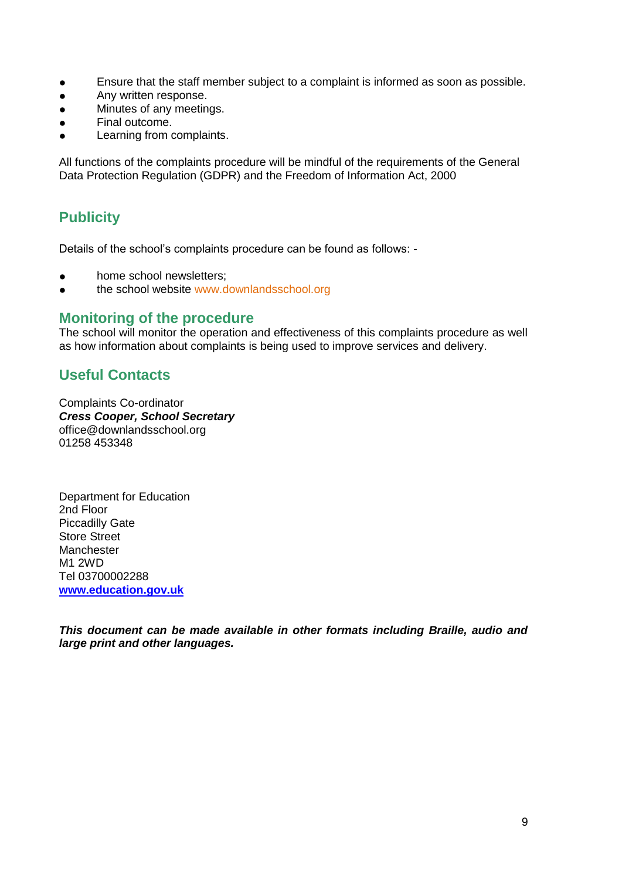- Ensure that the staff member subject to a complaint is informed as soon as possible.
- Any written response.
- Minutes of any meetings.
- Final outcome.
- Learning from complaints.

All functions of the complaints procedure will be mindful of the requirements of the General Data Protection Regulation (GDPR) and the Freedom of Information Act, 2000

## Publicity

Details of the school's complaints procedure can be found as follows: -

- home school newsletters;
- the school website www.downlandsschool.org

## Monitoring of the procedure

The school will monitor the operation and effectiveness of this complaints procedure as well as how information about complaints is being used to improve services and delivery.

## Useful Contacts

Complaints Co-ordinator
***Cress Cooper, School Secretary***
office@downlandsschool.org
01258 453348

Department for Education
2nd Floor
Piccadilly Gate
Store Street
Manchester
M1 2WD
Tel 03700002288
**www.education.gov.uk**

***This document can be made available in other formats including Braille, audio and large print and other languages.***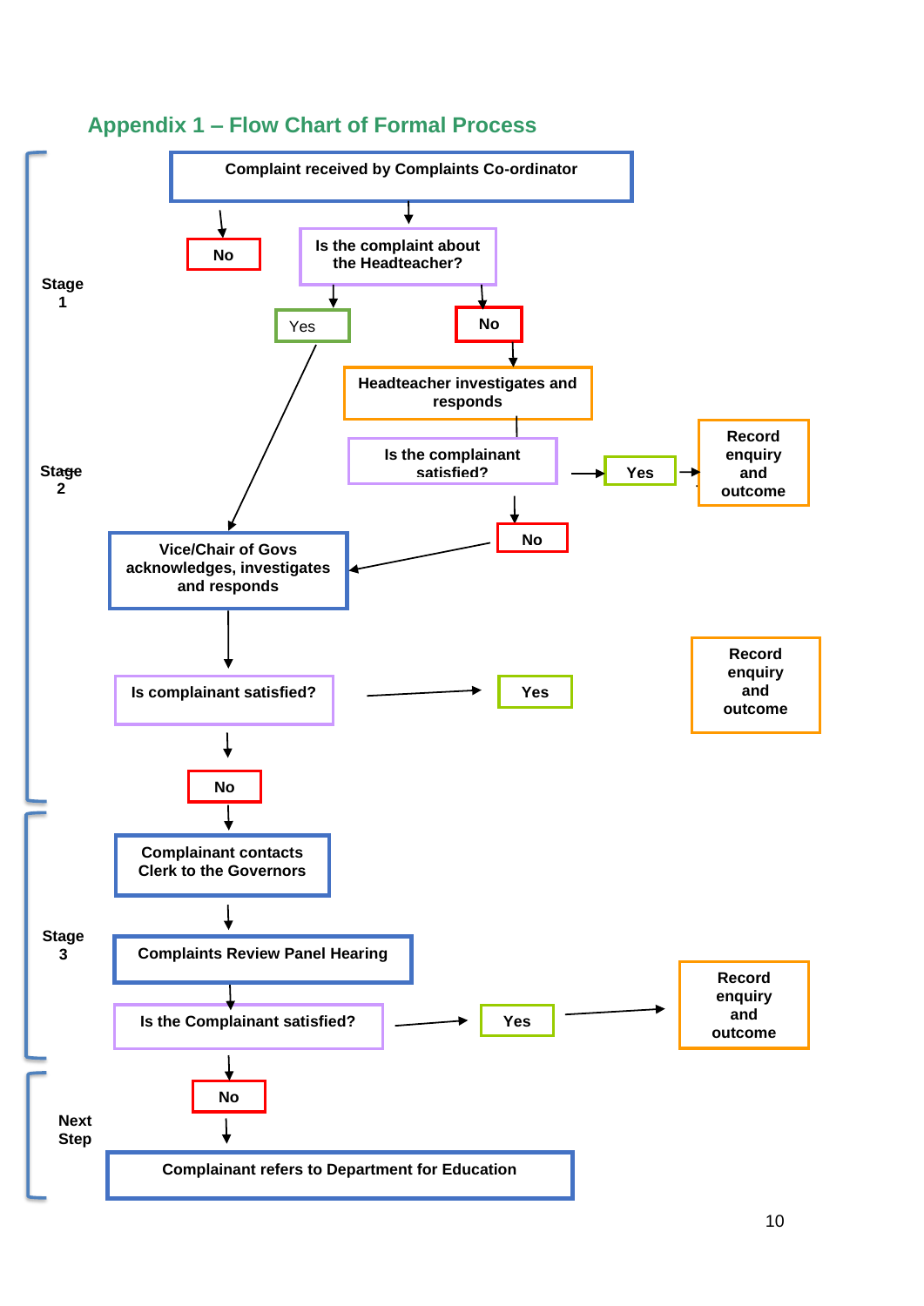## Appendix 1 – Flow Chart of Formal Process

**Stage 1**

**Complaint received by Complaints Co-ordinator**

**No**

**Is the complaint about the Headteacher?**

Yes

**No**

**Headteacher investigates and responds**

**Stage 2**

**Is the complainant satisfied?**

**Yes**

**Record enquiry and outcome**

**No**

**Vice/Chair of Govs acknowledges, investigates and responds**

**Is complainant satisfied?**

**Yes**

**Record enquiry and outcome**

**No**

**Stage 3**

**Complainant contacts Clerk to the Governors**

**Complaints Review Panel Hearing**

**Is the Complainant satisfied?**

**Yes**

**Record enquiry and outcome**

**No**

**Next Step**

**Complainant refers to Department for Education**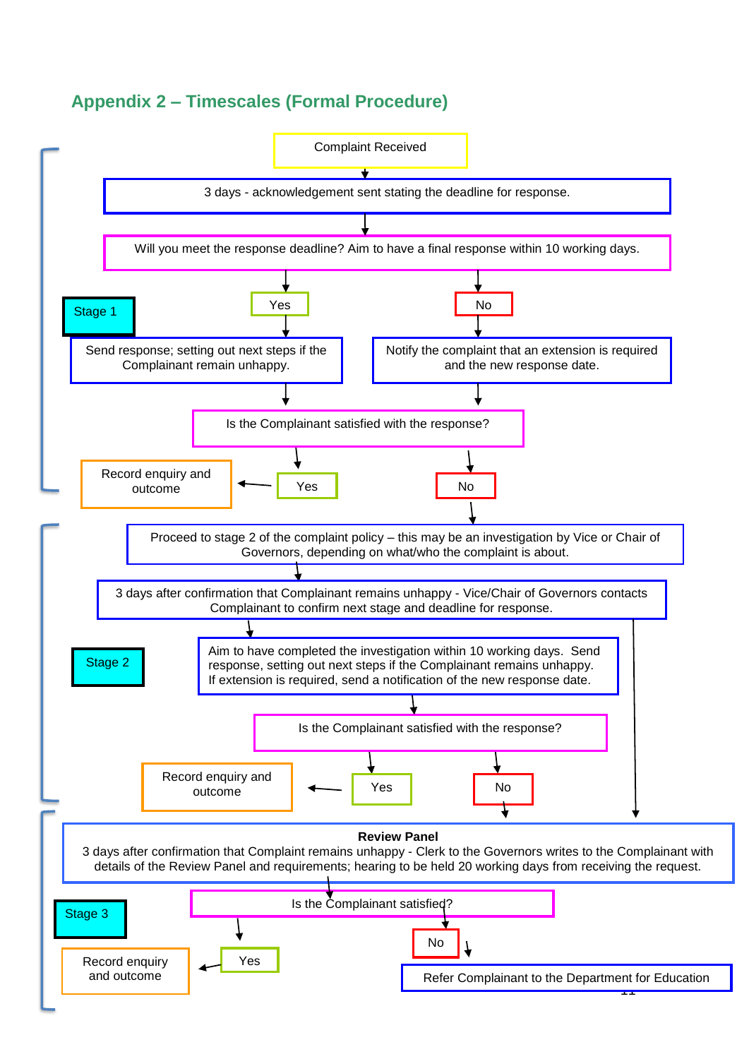## Appendix 2 – Timescales (Formal Procedure)

**Stage 1**

- Complaint Received
- 3 days - acknowledgement sent stating the deadline for response.
- Will you meet the response deadline? Aim to have a final response within 10 working days.
  - **Yes** → Send response; setting out next steps if the Complainant remain unhappy.
  - **No** → Notify the complaint that an extension is required and the new response date.
- Is the Complainant satisfied with the response?
  - **Yes** → Record enquiry and outcome
  - **No** → Proceed to Stage 2

**Stage 2**

- Proceed to stage 2 of the complaint policy – this may be an investigation by Vice or Chair of Governors, depending on what/who the complaint is about.
- 3 days after confirmation that Complainant remains unhappy - Vice/Chair of Governors contacts Complainant to confirm next stage and deadline for response.
- Aim to have completed the investigation within 10 working days. Send response, setting out next steps if the Complainant remains unhappy. If extension is required, send a notification of the new response date.
- Is the Complainant satisfied with the response?
  - **Yes** → Record enquiry and outcome
  - **No** → Review Panel

**Stage 3**

- **Review Panel**
  3 days after confirmation that Complaint remains unhappy - Clerk to the Governors writes to the Complainant with details of the Review Panel and requirements; hearing to be held 20 working days from receiving the request.
- Is the Complainant satisfied?
  - **Yes** → Record enquiry and outcome
  - **No** → Refer Complainant to the Department for Education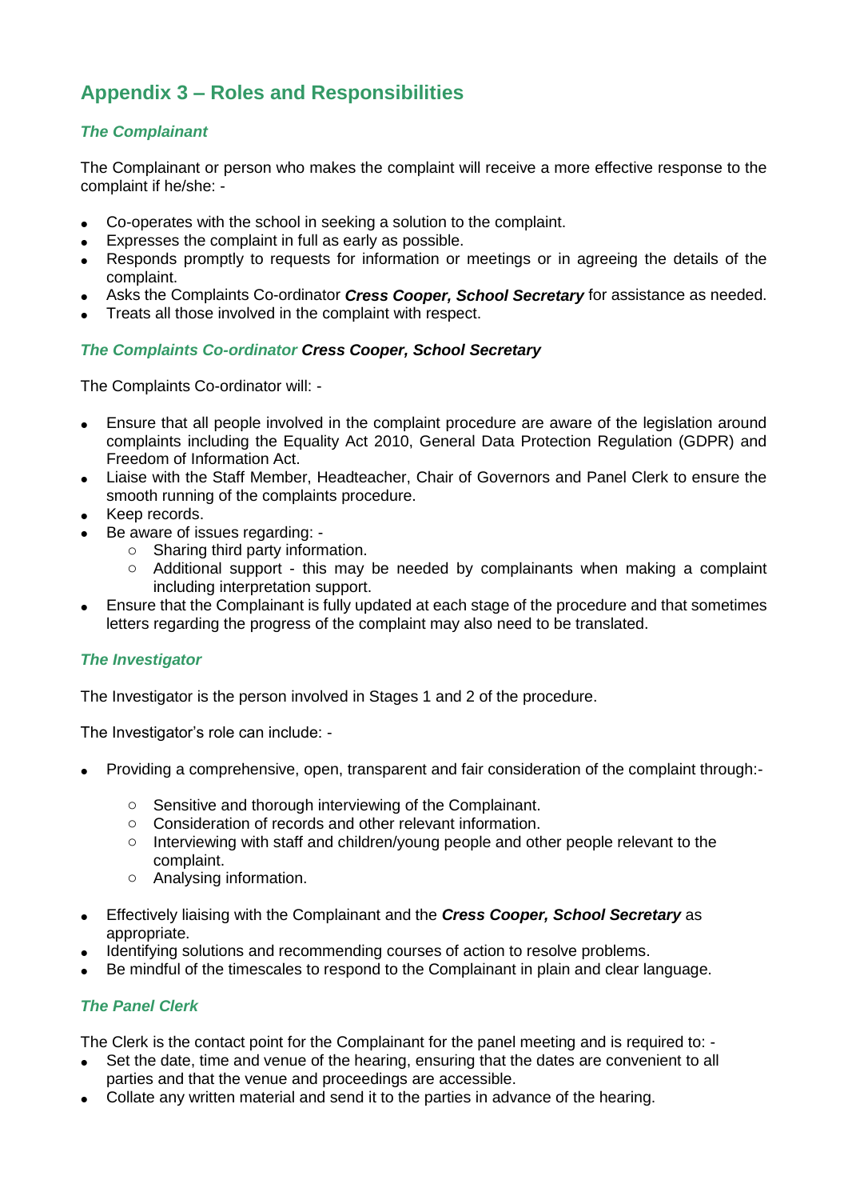## Appendix 3 – Roles and Responsibilities

### *The Complainant*

The Complainant or person who makes the complaint will receive a more effective response to the complaint if he/she: -

- Co-operates with the school in seeking a solution to the complaint.
- Expresses the complaint in full as early as possible.
- Responds promptly to requests for information or meetings or in agreeing the details of the complaint.
- Asks the Complaints Co-ordinator ***Cress Cooper, School Secretary*** for assistance as needed.
- Treats all those involved in the complaint with respect.

### *The Complaints Co-ordinator* ***Cress Cooper, School Secretary***

The Complaints Co-ordinator will: -

- Ensure that all people involved in the complaint procedure are aware of the legislation around complaints including the Equality Act 2010, General Data Protection Regulation (GDPR) and Freedom of Information Act.
- Liaise with the Staff Member, Headteacher, Chair of Governors and Panel Clerk to ensure the smooth running of the complaints procedure.
- Keep records.
- Be aware of issues regarding: -
  - Sharing third party information.
  - Additional support - this may be needed by complainants when making a complaint including interpretation support.
- Ensure that the Complainant is fully updated at each stage of the procedure and that sometimes letters regarding the progress of the complaint may also need to be translated.

### *The Investigator*

The Investigator is the person involved in Stages 1 and 2 of the procedure.

The Investigator's role can include: -

- Providing a comprehensive, open, transparent and fair consideration of the complaint through:-
  - Sensitive and thorough interviewing of the Complainant.
  - Consideration of records and other relevant information.
  - Interviewing with staff and children/young people and other people relevant to the complaint.
  - Analysing information.
- Effectively liaising with the Complainant and the ***Cress Cooper, School Secretary*** as appropriate.
- Identifying solutions and recommending courses of action to resolve problems.
- Be mindful of the timescales to respond to the Complainant in plain and clear language.

### *The Panel Clerk*

The Clerk is the contact point for the Complainant for the panel meeting and is required to: -

- Set the date, time and venue of the hearing, ensuring that the dates are convenient to all parties and that the venue and proceedings are accessible.
- Collate any written material and send it to the parties in advance of the hearing.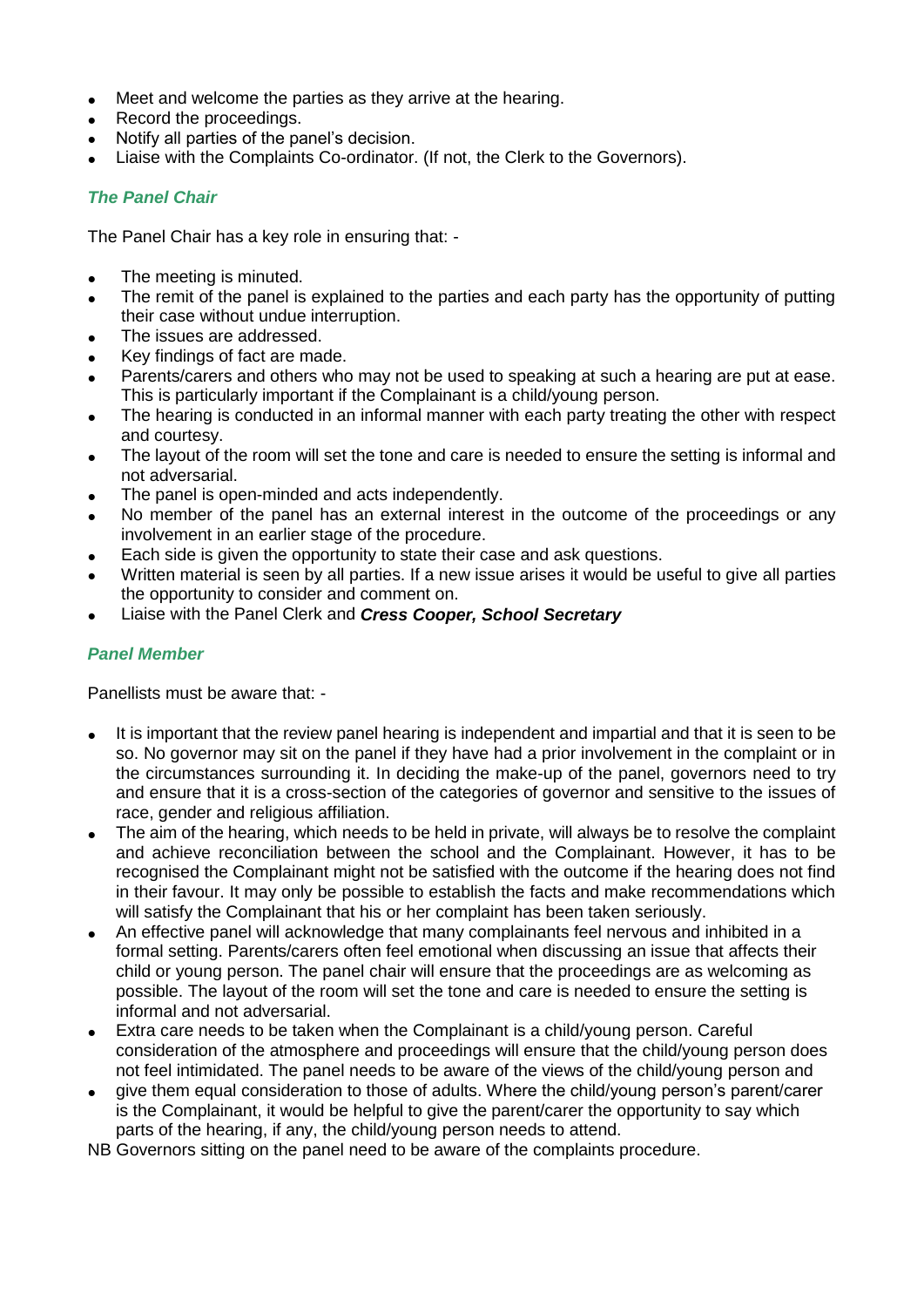- Meet and welcome the parties as they arrive at the hearing.
- Record the proceedings.
- Notify all parties of the panel's decision.
- Liaise with the Complaints Co-ordinator. (If not, the Clerk to the Governors).

### *The Panel Chair*

The Panel Chair has a key role in ensuring that: -

- The meeting is minuted.
- The remit of the panel is explained to the parties and each party has the opportunity of putting their case without undue interruption.
- The issues are addressed.
- Key findings of fact are made.
- Parents/carers and others who may not be used to speaking at such a hearing are put at ease. This is particularly important if the Complainant is a child/young person.
- The hearing is conducted in an informal manner with each party treating the other with respect and courtesy.
- The layout of the room will set the tone and care is needed to ensure the setting is informal and not adversarial.
- The panel is open-minded and acts independently.
- No member of the panel has an external interest in the outcome of the proceedings or any involvement in an earlier stage of the procedure.
- Each side is given the opportunity to state their case and ask questions.
- Written material is seen by all parties. If a new issue arises it would be useful to give all parties the opportunity to consider and comment on.
- Liaise with the Panel Clerk and ***Cress Cooper, School Secretary***

### *Panel Member*

Panellists must be aware that: -

- It is important that the review panel hearing is independent and impartial and that it is seen to be so. No governor may sit on the panel if they have had a prior involvement in the complaint or in the circumstances surrounding it. In deciding the make-up of the panel, governors need to try and ensure that it is a cross-section of the categories of governor and sensitive to the issues of race, gender and religious affiliation.
- The aim of the hearing, which needs to be held in private, will always be to resolve the complaint and achieve reconciliation between the school and the Complainant. However, it has to be recognised the Complainant might not be satisfied with the outcome if the hearing does not find in their favour. It may only be possible to establish the facts and make recommendations which will satisfy the Complainant that his or her complaint has been taken seriously.
- An effective panel will acknowledge that many complainants feel nervous and inhibited in a formal setting. Parents/carers often feel emotional when discussing an issue that affects their child or young person. The panel chair will ensure that the proceedings are as welcoming as possible. The layout of the room will set the tone and care is needed to ensure the setting is informal and not adversarial.
- Extra care needs to be taken when the Complainant is a child/young person. Careful consideration of the atmosphere and proceedings will ensure that the child/young person does not feel intimidated. The panel needs to be aware of the views of the child/young person and
- give them equal consideration to those of adults. Where the child/young person's parent/carer is the Complainant, it would be helpful to give the parent/carer the opportunity to say which parts of the hearing, if any, the child/young person needs to attend.

NB Governors sitting on the panel need to be aware of the complaints procedure.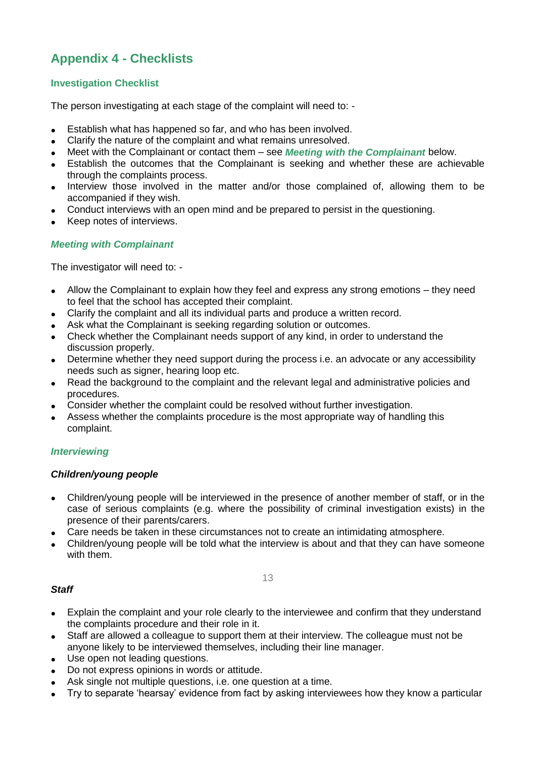# Appendix 4 - Checklists

### Investigation Checklist

The person investigating at each stage of the complaint will need to: -

- Establish what has happened so far, and who has been involved.
- Clarify the nature of the complaint and what remains unresolved.
- Meet with the Complainant or contact them – see ***Meeting with the Complainant*** below.
- Establish the outcomes that the Complainant is seeking and whether these are achievable through the complaints process.
- Interview those involved in the matter and/or those complained of, allowing them to be accompanied if they wish.
- Conduct interviews with an open mind and be prepared to persist in the questioning.
- Keep notes of interviews.

### *Meeting with Complainant*

The investigator will need to: -

- Allow the Complainant to explain how they feel and express any strong emotions – they need to feel that the school has accepted their complaint.
- Clarify the complaint and all its individual parts and produce a written record.
- Ask what the Complainant is seeking regarding solution or outcomes.
- Check whether the Complainant needs support of any kind, in order to understand the discussion properly.
- Determine whether they need support during the process i.e. an advocate or any accessibility needs such as signer, hearing loop etc.
- Read the background to the complaint and the relevant legal and administrative policies and procedures.
- Consider whether the complaint could be resolved without further investigation.
- Assess whether the complaints procedure is the most appropriate way of handling this complaint.

### *Interviewing*

***Children/young people***

- Children/young people will be interviewed in the presence of another member of staff, or in the case of serious complaints (e.g. where the possibility of criminal investigation exists) in the presence of their parents/carers.
- Care needs be taken in these circumstances not to create an intimidating atmosphere.
- Children/young people will be told what the interview is about and that they can have someone with them.

***Staff***

- Explain the complaint and your role clearly to the interviewee and confirm that they understand the complaints procedure and their role in it.
- Staff are allowed a colleague to support them at their interview. The colleague must not be anyone likely to be interviewed themselves, including their line manager.
- Use open not leading questions.
- Do not express opinions in words or attitude.
- Ask single not multiple questions, i.e. one question at a time.
- Try to separate 'hearsay' evidence from fact by asking interviewees how they know a particular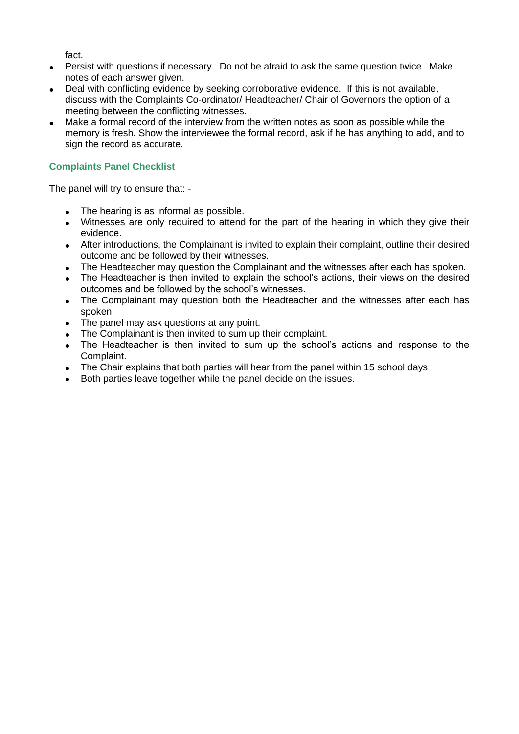fact.

- Persist with questions if necessary. Do not be afraid to ask the same question twice. Make notes of each answer given.
- Deal with conflicting evidence by seeking corroborative evidence. If this is not available, discuss with the Complaints Co-ordinator/ Headteacher/ Chair of Governors the option of a meeting between the conflicting witnesses.
- Make a formal record of the interview from the written notes as soon as possible while the memory is fresh. Show the interviewee the formal record, ask if he has anything to add, and to sign the record as accurate.

### Complaints Panel Checklist

The panel will try to ensure that: -

- The hearing is as informal as possible.
- Witnesses are only required to attend for the part of the hearing in which they give their evidence.
- After introductions, the Complainant is invited to explain their complaint, outline their desired outcome and be followed by their witnesses.
- The Headteacher may question the Complainant and the witnesses after each has spoken.
- The Headteacher is then invited to explain the school's actions, their views on the desired outcomes and be followed by the school's witnesses.
- The Complainant may question both the Headteacher and the witnesses after each has spoken.
- The panel may ask questions at any point.
- The Complainant is then invited to sum up their complaint.
- The Headteacher is then invited to sum up the school's actions and response to the Complaint.
- The Chair explains that both parties will hear from the panel within 15 school days.
- Both parties leave together while the panel decide on the issues.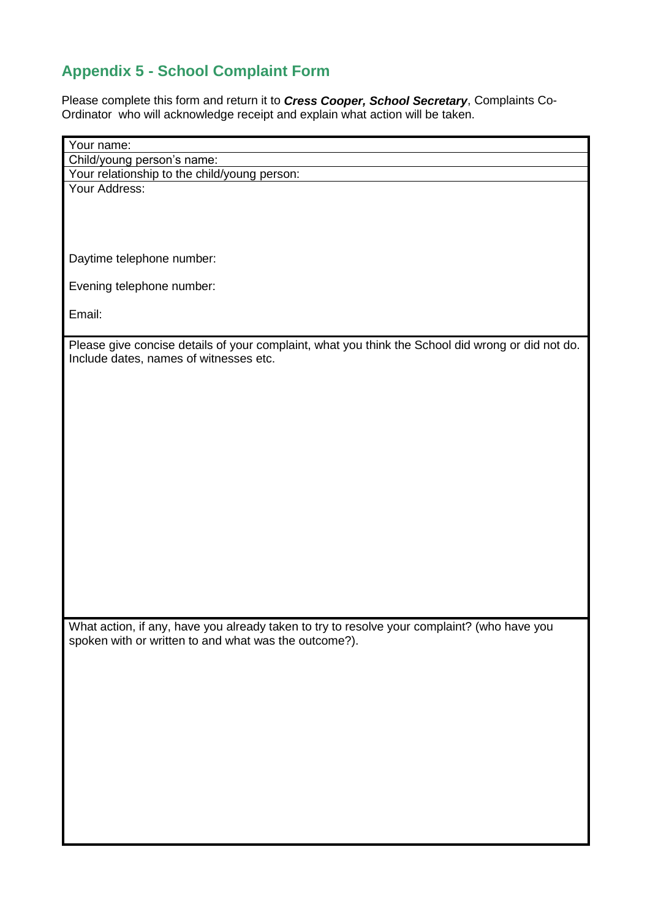## Appendix 5 - School Complaint Form

Please complete this form and return it to ***Cress Cooper, School Secretary***, Complaints Co-Ordinator who will acknowledge receipt and explain what action will be taken.

| Your name: |
|---|
| Child/young person's name: |
| Your relationship to the child/young person: |
| Your Address:<br><br><br><br>Daytime telephone number:<br><br>Evening telephone number:<br><br>Email: |
| Please give concise details of your complaint, what you think the School did wrong or did not do. Include dates, names of witnesses etc. |
| What action, if any, have you already taken to try to resolve your complaint? (who have you spoken with or written to and what was the outcome?). |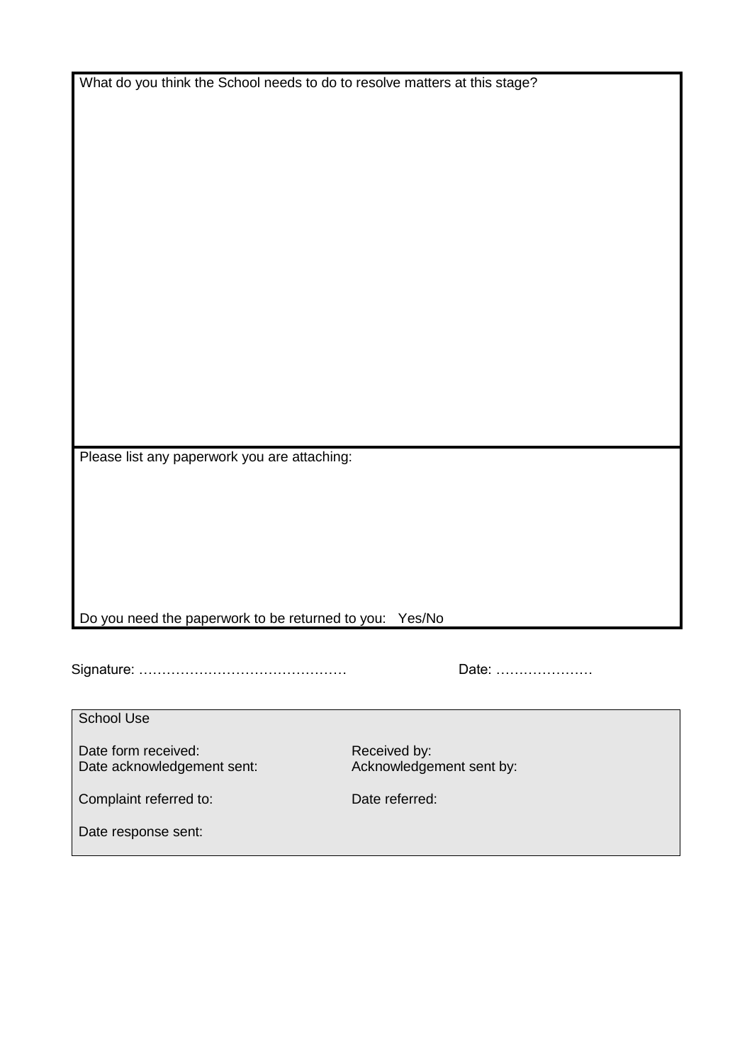What do you think the School needs to do to resolve matters at this stage?

Please list any paperwork you are attaching:

Do you need the paperwork to be returned to you: Yes/No

Signature: ……………………………………… Date: …………………

| School Use | |
|---|---|
| Date form received: | Received by: |
| Date acknowledgement sent: | Acknowledgement sent by: |
| Complaint referred to: | Date referred: |
| Date response sent: | |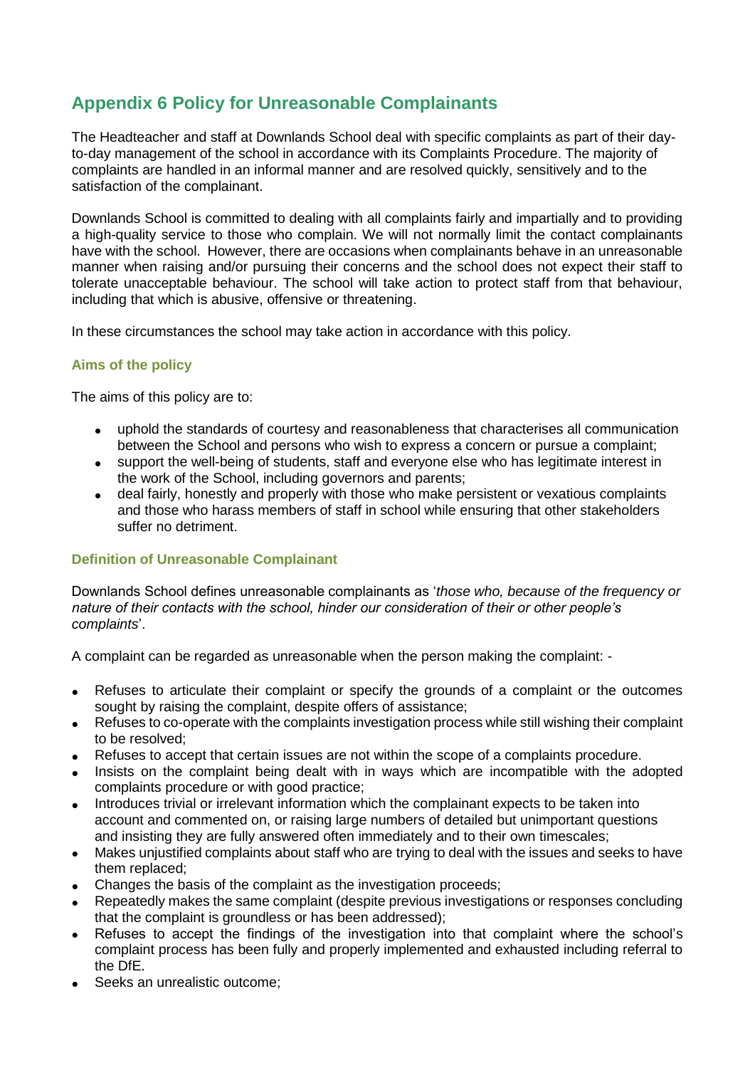## Appendix 6 Policy for Unreasonable Complainants

The Headteacher and staff at Downlands School deal with specific complaints as part of their day-to-day management of the school in accordance with its Complaints Procedure. The majority of complaints are handled in an informal manner and are resolved quickly, sensitively and to the satisfaction of the complainant.

Downlands School is committed to dealing with all complaints fairly and impartially and to providing a high-quality service to those who complain. We will not normally limit the contact complainants have with the school. However, there are occasions when complainants behave in an unreasonable manner when raising and/or pursuing their concerns and the school does not expect their staff to tolerate unacceptable behaviour. The school will take action to protect staff from that behaviour, including that which is abusive, offensive or threatening.

In these circumstances the school may take action in accordance with this policy.

### Aims of the policy

The aims of this policy are to:

- uphold the standards of courtesy and reasonableness that characterises all communication between the School and persons who wish to express a concern or pursue a complaint;
- support the well-being of students, staff and everyone else who has legitimate interest in the work of the School, including governors and parents;
- deal fairly, honestly and properly with those who make persistent or vexatious complaints and those who harass members of staff in school while ensuring that other stakeholders suffer no detriment.

### Definition of Unreasonable Complainant

Downlands School defines unreasonable complainants as '*those who, because of the frequency or nature of their contacts with the school, hinder our consideration of their or other people's complaints*'.

A complaint can be regarded as unreasonable when the person making the complaint: -

- Refuses to articulate their complaint or specify the grounds of a complaint or the outcomes sought by raising the complaint, despite offers of assistance;
- Refuses to co-operate with the complaints investigation process while still wishing their complaint to be resolved;
- Refuses to accept that certain issues are not within the scope of a complaints procedure.
- Insists on the complaint being dealt with in ways which are incompatible with the adopted complaints procedure or with good practice;
- Introduces trivial or irrelevant information which the complainant expects to be taken into account and commented on, or raising large numbers of detailed but unimportant questions and insisting they are fully answered often immediately and to their own timescales;
- Makes unjustified complaints about staff who are trying to deal with the issues and seeks to have them replaced;
- Changes the basis of the complaint as the investigation proceeds;
- Repeatedly makes the same complaint (despite previous investigations or responses concluding that the complaint is groundless or has been addressed);
- Refuses to accept the findings of the investigation into that complaint where the school's complaint process has been fully and properly implemented and exhausted including referral to the DfE.
- Seeks an unrealistic outcome;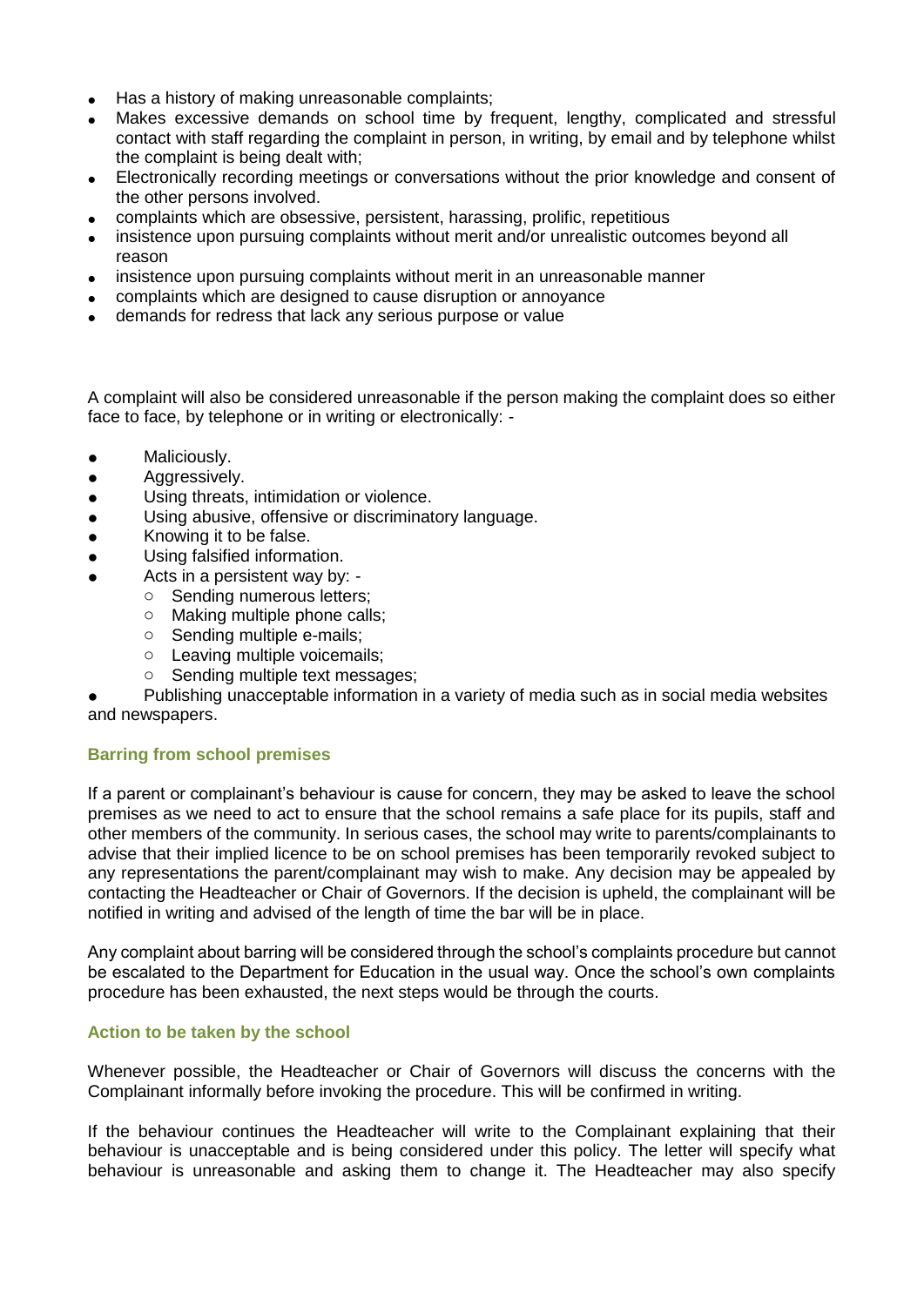- Has a history of making unreasonable complaints;
- Makes excessive demands on school time by frequent, lengthy, complicated and stressful contact with staff regarding the complaint in person, in writing, by email and by telephone whilst the complaint is being dealt with;
- Electronically recording meetings or conversations without the prior knowledge and consent of the other persons involved.
- complaints which are obsessive, persistent, harassing, prolific, repetitious
- insistence upon pursuing complaints without merit and/or unrealistic outcomes beyond all reason
- insistence upon pursuing complaints without merit in an unreasonable manner
- complaints which are designed to cause disruption or annoyance
- demands for redress that lack any serious purpose or value

A complaint will also be considered unreasonable if the person making the complaint does so either face to face, by telephone or in writing or electronically: -

- Maliciously.
- Aggressively.
- Using threats, intimidation or violence.
- Using abusive, offensive or discriminatory language.
- Knowing it to be false.
- Using falsified information.
- Acts in a persistent way by: -
  - Sending numerous letters;
  - Making multiple phone calls;
  - Sending multiple e-mails;
  - Leaving multiple voicemails;
  - Sending multiple text messages;
- Publishing unacceptable information in a variety of media such as in social media websites and newspapers.

### Barring from school premises

If a parent or complainant's behaviour is cause for concern, they may be asked to leave the school premises as we need to act to ensure that the school remains a safe place for its pupils, staff and other members of the community. In serious cases, the school may write to parents/complainants to advise that their implied licence to be on school premises has been temporarily revoked subject to any representations the parent/complainant may wish to make. Any decision may be appealed by contacting the Headteacher or Chair of Governors. If the decision is upheld, the complainant will be notified in writing and advised of the length of time the bar will be in place.

Any complaint about barring will be considered through the school's complaints procedure but cannot be escalated to the Department for Education in the usual way. Once the school's own complaints procedure has been exhausted, the next steps would be through the courts.

### Action to be taken by the school

Whenever possible, the Headteacher or Chair of Governors will discuss the concerns with the Complainant informally before invoking the procedure. This will be confirmed in writing.

If the behaviour continues the Headteacher will write to the Complainant explaining that their behaviour is unacceptable and is being considered under this policy. The letter will specify what behaviour is unreasonable and asking them to change it. The Headteacher may also specify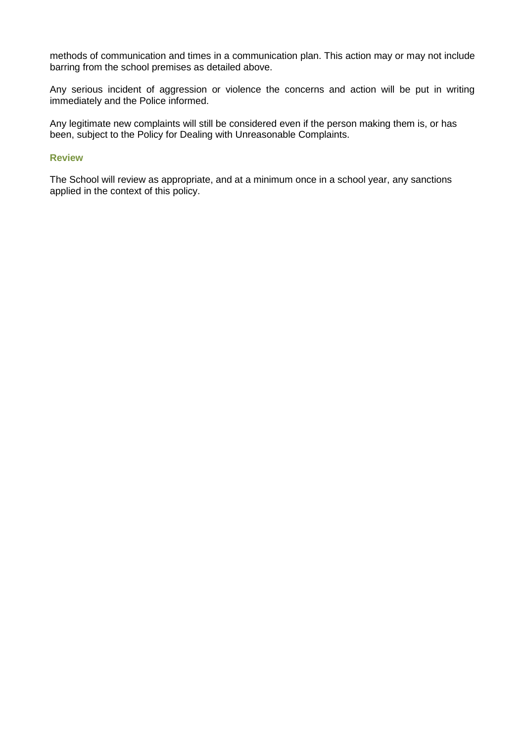methods of communication and times in a communication plan. This action may or may not include barring from the school premises as detailed above.

Any serious incident of aggression or violence the concerns and action will be put in writing immediately and the Police informed.

Any legitimate new complaints will still be considered even if the person making them is, or has been, subject to the Policy for Dealing with Unreasonable Complaints.

### Review

The School will review as appropriate, and at a minimum once in a school year, any sanctions applied in the context of this policy.